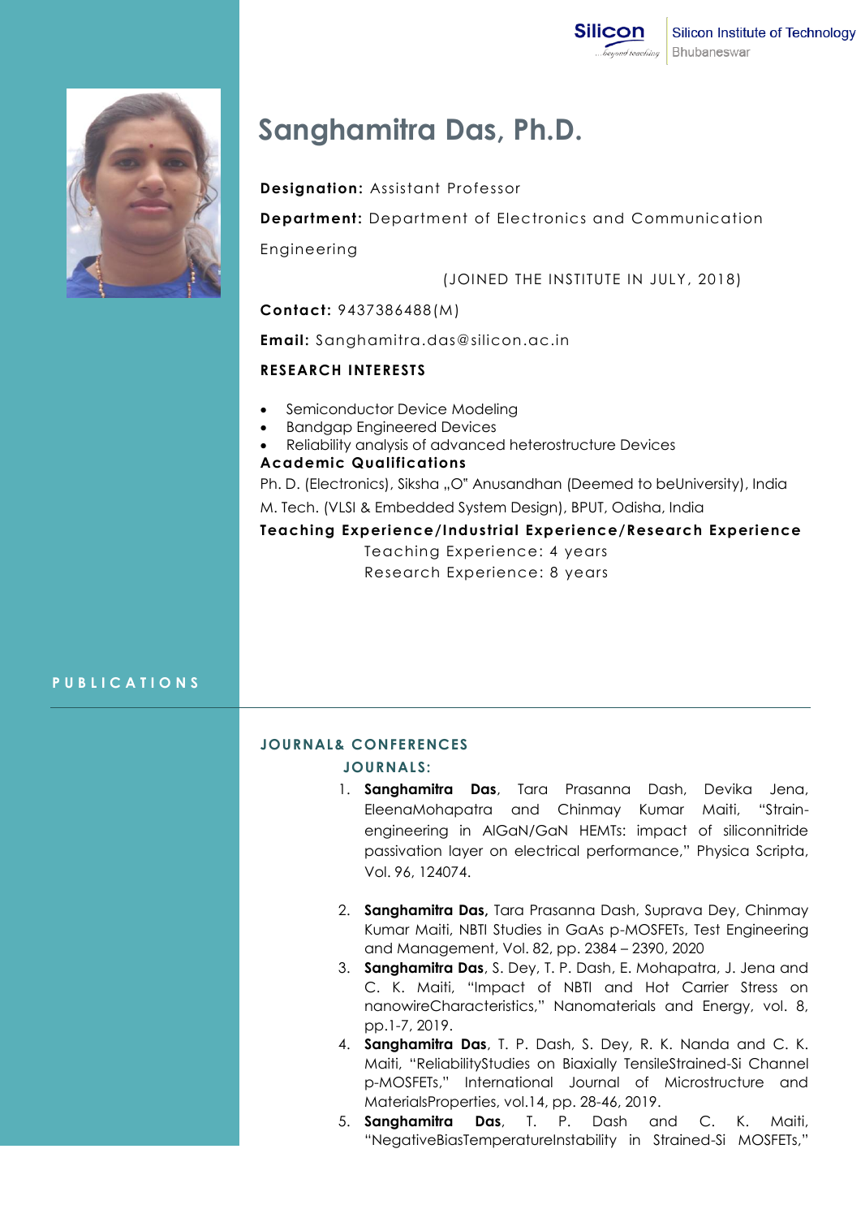Silicon Institute of Technology
Bhubaneswar

# Sanghamitra Das, Ph.D.

**Designation:** Assistant Professor

**Department:** Department of Electronics and Communication Engineering

(JOINED THE INSTITUTE IN JULY, 2018)

**Contact:** 9437386488(M)

**Email:** Sanghamitra.das@silicon.ac.in

## RESEARCH INTERESTS

- Semiconductor Device Modeling
- Bandgap Engineered Devices
- Reliability analysis of advanced heterostructure Devices

## Academic Qualifications

Ph. D. (Electronics), Siksha „O" Anusandhan (Deemed to beUniversity), India

M. Tech. (VLSI & Embedded System Design), BPUT, Odisha, India

## Teaching Experience/Industrial Experience/Research Experience

Teaching Experience: 4 years

Research Experience: 8 years

## PUBLICATIONS

### JOURNAL& CONFERENCES

#### JOURNALS:

1. **Sanghamitra Das**, Tara Prasanna Dash, Devika Jena, EleenaMohapatra and Chinmay Kumar Maiti, "Strain-engineering in AlGaN/GaN HEMTs: impact of siliconnitride passivation layer on electrical performance," Physica Scripta, Vol. 96, 124074.

2. **Sanghamitra Das,** Tara Prasanna Dash, Suprava Dey, Chinmay Kumar Maiti, NBTI Studies in GaAs p-MOSFETs, Test Engineering and Management, Vol. 82, pp. 2384 – 2390, 2020
3. **Sanghamitra Das**, S. Dey, T. P. Dash, E. Mohapatra, J. Jena and C. K. Maiti, "Impact of NBTI and Hot Carrier Stress on nanowireCharacteristics," Nanomaterials and Energy, vol. 8, pp.1-7, 2019.
4. **Sanghamitra Das**, T. P. Dash, S. Dey, R. K. Nanda and C. K. Maiti, "ReliabilityStudies on Biaxially TensileStrained-Si Channel p-MOSFETs," International Journal of Microstructure and MaterialsProperties, vol.14, pp. 28-46, 2019.
5. **Sanghamitra Das**, T. P. Dash and C. K. Maiti, "NegativeBiasTemperatureInstability in Strained-Si MOSFETs,"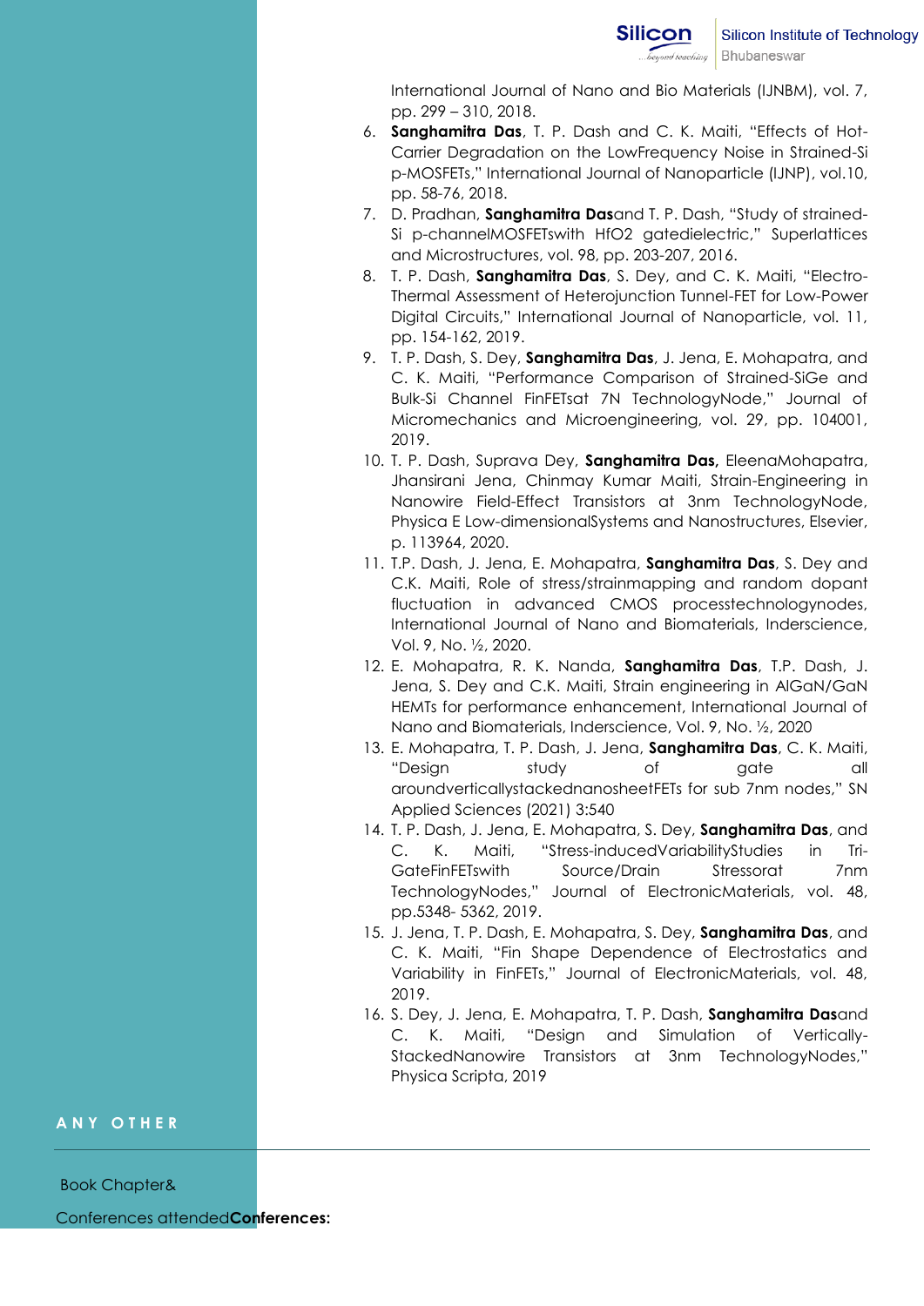International Journal of Nano and Bio Materials (IJNBM), vol. 7, pp. 299 – 310, 2018.

6. **Sanghamitra Das**, T. P. Dash and C. K. Maiti, "Effects of Hot-Carrier Degradation on the LowFrequency Noise in Strained-Si p-MOSFETs," International Journal of Nanoparticle (IJNP), vol.10, pp. 58-76, 2018.
7. D. Pradhan, **Sanghamitra Das**and T. P. Dash, "Study of strained-Si p-channelMOSFETswith HfO2 gatedielectric," Superlattices and Microstructures, vol. 98, pp. 203-207, 2016.
8. T. P. Dash, **Sanghamitra Das**, S. Dey, and C. K. Maiti, "Electro-Thermal Assessment of Heterojunction Tunnel-FET for Low-Power Digital Circuits," International Journal of Nanoparticle, vol. 11, pp. 154-162, 2019.
9. T. P. Dash, S. Dey, **Sanghamitra Das**, J. Jena, E. Mohapatra, and C. K. Maiti, "Performance Comparison of Strained-SiGe and Bulk-Si Channel FinFETsat 7N TechnologyNode," Journal of Micromechanics and Microengineering, vol. 29, pp. 104001, 2019.
10. T. P. Dash, Suprava Dey, **Sanghamitra Das,** EleenaMohapatra, Jhansirani Jena, Chinmay Kumar Maiti, Strain-Engineering in Nanowire Field-Effect Transistors at 3nm TechnologyNode, Physica E Low-dimensionalSystems and Nanostructures, Elsevier, p. 113964, 2020.
11. T.P. Dash, J. Jena, E. Mohapatra, **Sanghamitra Das**, S. Dey and C.K. Maiti, Role of stress/strainmapping and random dopant fluctuation in advanced CMOS processtechnologynodes, International Journal of Nano and Biomaterials, Inderscience, Vol. 9, No. ½, 2020.
12. E. Mohapatra, R. K. Nanda, **Sanghamitra Das**, T.P. Dash, J. Jena, S. Dey and C.K. Maiti, Strain engineering in AlGaN/GaN HEMTs for performance enhancement, International Journal of Nano and Biomaterials, Inderscience, Vol. 9, No. ½, 2020
13. E. Mohapatra, T. P. Dash, J. Jena, **Sanghamitra Das**, C. K. Maiti, "Design study of gate all aroundverticallystackednanosheetFETs for sub 7nm nodes," SN Applied Sciences (2021) 3:540
14. T. P. Dash, J. Jena, E. Mohapatra, S. Dey, **Sanghamitra Das**, and C. K. Maiti, "Stress-inducedVariabilityStudies in Tri-GateFinFETswith Source/Drain Stressorat 7nm TechnologyNodes," Journal of ElectronicMaterials, vol. 48, pp.5348- 5362, 2019.
15. J. Jena, T. P. Dash, E. Mohapatra, S. Dey, **Sanghamitra Das**, and C. K. Maiti, "Fin Shape Dependence of Electrostatics and Variability in FinFETs," Journal of ElectronicMaterials, vol. 48, 2019.
16. S. Dey, J. Jena, E. Mohapatra, T. P. Dash, **Sanghamitra Das**and C. K. Maiti, "Design and Simulation of Vertically-StackedNanowire Transistors at 3nm TechnologyNodes," Physica Scripta, 2019

## ANY OTHER

Book Chapter&

Conferences attended**Conferences:**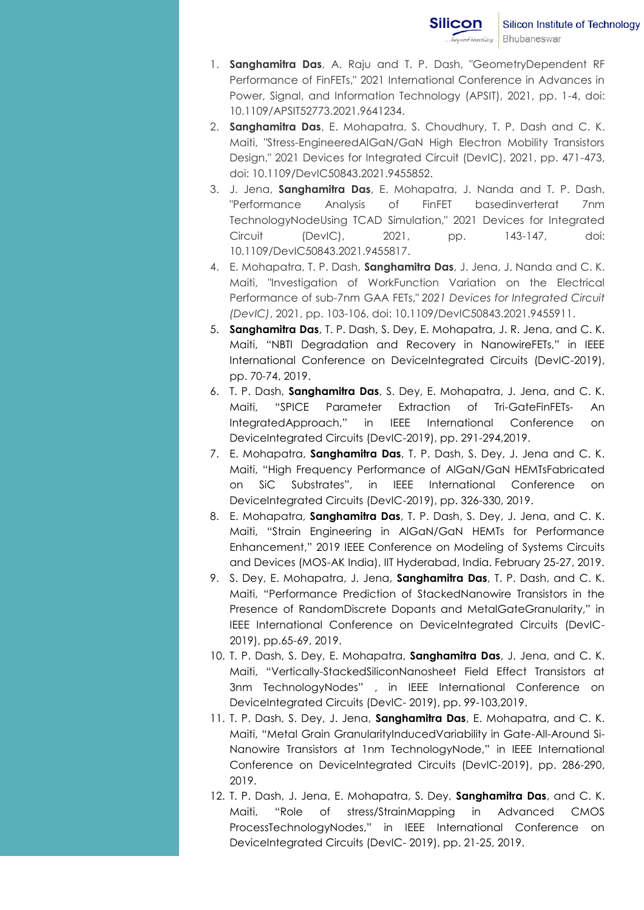1. **Sanghamitra Das**, A. Raju and T. P. Dash, "GeometryDependent RF Performance of FinFETs," 2021 International Conference in Advances in Power, Signal, and Information Technology (APSIT), 2021, pp. 1-4, doi: 10.1109/APSIT52773.2021.9641234.
2. **Sanghamitra Das**, E. Mohapatra, S. Choudhury, T. P. Dash and C. K. Maiti, "Stress-EngineeredAlGaN/GaN High Electron Mobility Transistors Design," 2021 Devices for Integrated Circuit (DevIC), 2021, pp. 471-473, doi: 10.1109/DevIC50843.2021.9455852.
3. J. Jena, **Sanghamitra Das**, E. Mohapatra, J. Nanda and T. P. Dash, "Performance Analysis of FinFET basedinverterat 7nm TechnologyNodeUsing TCAD Simulation," 2021 Devices for Integrated Circuit (DevIC), 2021, pp. 143-147, doi: 10.1109/DevIC50843.2021.9455817.
4. E. Mohapatra, T. P. Dash, **Sanghamitra Das**, J. Jena, J. Nanda and C. K. Maiti, "Investigation of WorkFunction Variation on the Electrical Performance of sub-7nm GAA FETs," *2021 Devices for Integrated Circuit (DevIC)*, 2021, pp. 103-106, doi: 10.1109/DevIC50843.2021.9455911.
5. **Sanghamitra Das**, T. P. Dash, S. Dey, E. Mohapatra, J. R. Jena, and C. K. Maiti, "NBTI Degradation and Recovery in NanowireFETs," in IEEE International Conference on DeviceIntegrated Circuits (DevIC-2019), pp. 70-74, 2019.
6. T. P. Dash, **Sanghamitra Das**, S. Dey, E. Mohapatra, J. Jena, and C. K. Maiti, "SPICE Parameter Extraction of Tri-GateFinFETs- An IntegratedApproach," in IEEE International Conference on DeviceIntegrated Circuits (DevIC-2019), pp. 291-294,2019.
7. E. Mohapatra, **Sanghamitra Das**, T. P. Dash, S. Dey, J. Jena and C. K. Maiti, "High Frequency Performance of AlGaN/GaN HEMTsFabricated on SiC Substrates", in IEEE International Conference on DeviceIntegrated Circuits (DevIC-2019), pp. 326-330, 2019.
8. E. Mohapatra, **Sanghamitra Das**, T. P. Dash, S. Dey, J. Jena, and C. K. Maiti, "Strain Engineering in AlGaN/GaN HEMTs for Performance Enhancement," 2019 IEEE Conference on Modeling of Systems Circuits and Devices (MOS-AK India), IIT Hyderabad, India. February 25-27, 2019.
9. S. Dey, E. Mohapatra, J. Jena, **Sanghamitra Das**, T. P. Dash, and C. K. Maiti, "Performance Prediction of StackedNanowire Transistors in the Presence of RandomDiscrete Dopants and MetalGateGranularity," in IEEE International Conference on DeviceIntegrated Circuits (DevIC-2019), pp.65-69, 2019.
10. T. P. Dash, S. Dey, E. Mohapatra, **Sanghamitra Das**, J. Jena, and C. K. Maiti, "Vertically-StackedSiliconNanosheet Field Effect Transistors at 3nm TechnologyNodes" , in IEEE International Conference on DeviceIntegrated Circuits (DevIC- 2019), pp. 99-103,2019.
11. T. P. Dash, S. Dey, J. Jena, **Sanghamitra Das**, E. Mohapatra, and C. K. Maiti, "Metal Grain GranularityInducedVariability in Gate-All-Around Si-Nanowire Transistors at 1nm TechnologyNode," in IEEE International Conference on DeviceIntegrated Circuits (DevIC-2019), pp. 286-290, 2019.
12. T. P. Dash, J. Jena, E. Mohapatra, S. Dey, **Sanghamitra Das**, and C. K. Maiti, "Role of stress/StrainMapping in Advanced CMOS ProcessTechnologyNodes," in IEEE International Conference on DeviceIntegrated Circuits (DevIC- 2019), pp. 21-25, 2019.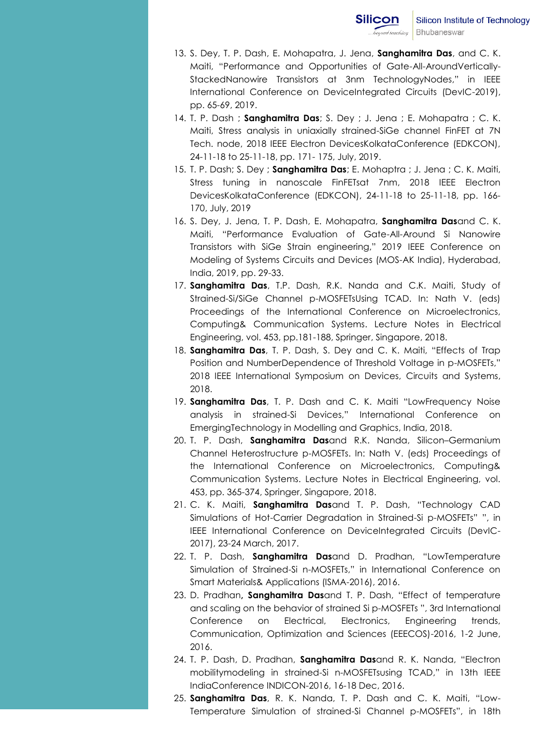13. S. Dey, T. P. Dash, E. Mohapatra, J. Jena, **Sanghamitra Das**, and C. K. Maiti, "Performance and Opportunities of Gate-All-AroundVertically-StackedNanowire Transistors at 3nm TechnologyNodes," in IEEE International Conference on DeviceIntegrated Circuits (DevIC-2019), pp. 65-69, 2019.
14. T. P. Dash ; **Sanghamitra Das**; S. Dey ; J. Jena ; E. Mohapatra ; C. K. Maiti, Stress analysis in uniaxially strained-SiGe channel FinFET at 7N Tech. node, 2018 IEEE Electron DevicesKolkataConference (EDKCON), 24-11-18 to 25-11-18, pp. 171- 175, July, 2019.
15. T. P. Dash; S. Dey ; **Sanghamitra Das**; E. Mohaptra ; J. Jena ; C. K. Maiti, Stress tuning in nanoscale FinFETsat 7nm, 2018 IEEE Electron DevicesKolkataConference (EDKCON), 24-11-18 to 25-11-18, pp. 166-170, July, 2019
16. S. Dey, J. Jena, T. P. Dash, E. Mohapatra, **Sanghamitra Das**and C. K. Maiti, "Performance Evaluation of Gate-All-Around Si Nanowire Transistors with SiGe Strain engineering," 2019 IEEE Conference on Modeling of Systems Circuits and Devices (MOS-AK India), Hyderabad, India, 2019, pp. 29-33.
17. **Sanghamitra Das**, T.P. Dash, R.K. Nanda and C.K. Maiti, Study of Strained-Si/SiGe Channel p-MOSFETsUsing TCAD. In: Nath V. (eds) Proceedings of the International Conference on Microelectronics, Computing& Communication Systems. Lecture Notes in Electrical Engineering, vol. 453, pp.181-188, Springer, Singapore, 2018.
18. **Sanghamitra Das**, T. P. Dash, S. Dey and C. K. Maiti, "Effects of Trap Position and NumberDependence of Threshold Voltage in p-MOSFETs," 2018 IEEE International Symposium on Devices, Circuits and Systems, 2018.
19. **Sanghamitra Das**, T. P. Dash and C. K. Maiti "LowFrequency Noise analysis in strained-Si Devices," International Conference on EmergingTechnology in Modelling and Graphics, India, 2018.
20. T. P. Dash, **Sanghamitra Das**and R.K. Nanda, Silicon–Germanium Channel Heterostructure p-MOSFETs. In: Nath V. (eds) Proceedings of the International Conference on Microelectronics, Computing& Communication Systems. Lecture Notes in Electrical Engineering, vol. 453, pp. 365-374, Springer, Singapore, 2018.
21. C. K. Maiti, **Sanghamitra Das**and T. P. Dash, "Technology CAD Simulations of Hot-Carrier Degradation in Strained-Si p-MOSFETs" ", in IEEE International Conference on DeviceIntegrated Circuits (DevIC-2017), 23-24 March, 2017.
22. T. P. Dash, **Sanghamitra Das**and D. Pradhan, "LowTemperature Simulation of Strained-Si n-MOSFETs," in International Conference on Smart Materials& Applications (ISMA-2016), 2016.
23. D. Pradhan**, Sanghamitra Das**and T. P. Dash, "Effect of temperature and scaling on the behavior of strained Si p-MOSFETs ", 3rd International Conference on Electrical, Electronics, Engineering trends, Communication, Optimization and Sciences (EEECOS)-2016, 1-2 June, 2016.
24. T. P. Dash, D. Pradhan, **Sanghamitra Das**and R. K. Nanda, "Electron mobilitymodeling in strained-Si n-MOSFETsusing TCAD," in 13th IEEE IndiaConference INDICON-2016, 16-18 Dec, 2016.
25. **Sanghamitra Das**, R. K. Nanda, T. P. Dash and C. K. Maiti, "Low-Temperature Simulation of strained-Si Channel p-MOSFETs", in 18th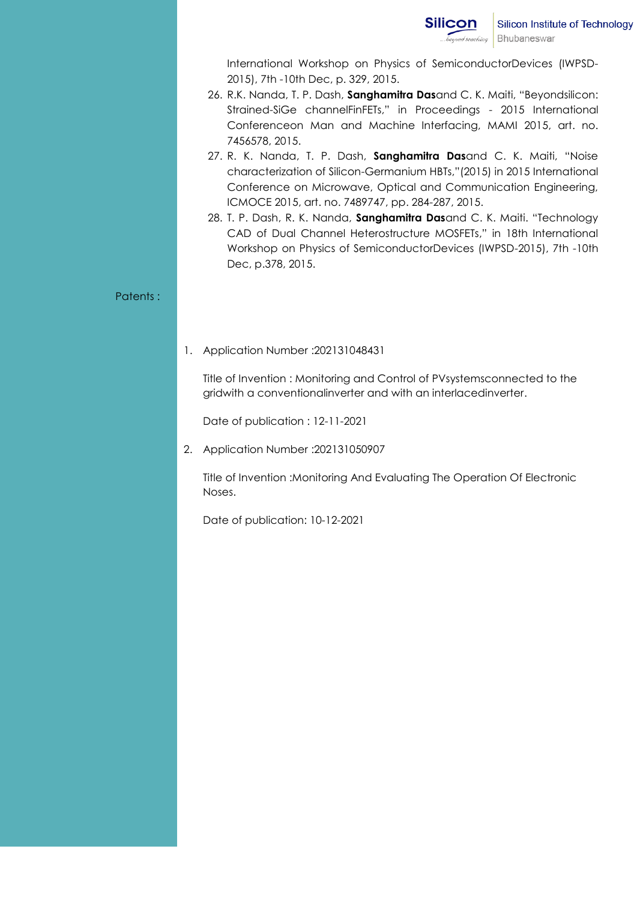International Workshop on Physics of SemiconductorDevices (IWPSD-2015), 7th -10th Dec, p. 329, 2015.

26. R.K. Nanda, T. P. Dash, **Sanghamitra Das**and C. K. Maiti, "Beyondsilicon: Strained-SiGe channelFinFETs," in Proceedings - 2015 International Conferenceon Man and Machine Interfacing, MAMI 2015, art. no. 7456578, 2015.
27. R. K. Nanda, T. P. Dash, **Sanghamitra Das**and C. K. Maiti, "Noise characterization of Silicon-Germanium HBTs,"(2015) in 2015 International Conference on Microwave, Optical and Communication Engineering, ICMOCE 2015, art. no. 7489747, pp. 284-287, 2015.
28. T. P. Dash, R. K. Nanda, **Sanghamitra Das**and C. K. Maiti. "Technology CAD of Dual Channel Heterostructure MOSFETs," in 18th International Workshop on Physics of SemiconductorDevices (IWPSD-2015), 7th -10th Dec, p.378, 2015.

Patents :

1. Application Number :202131048431

   Title of Invention : Monitoring and Control of PVsystemsconnected to the gridwith a conventionalinverter and with an interlacedinverter.

   Date of publication : 12-11-2021

2. Application Number :202131050907

   Title of Invention :Monitoring And Evaluating The Operation Of Electronic Noses.

   Date of publication: 10-12-2021